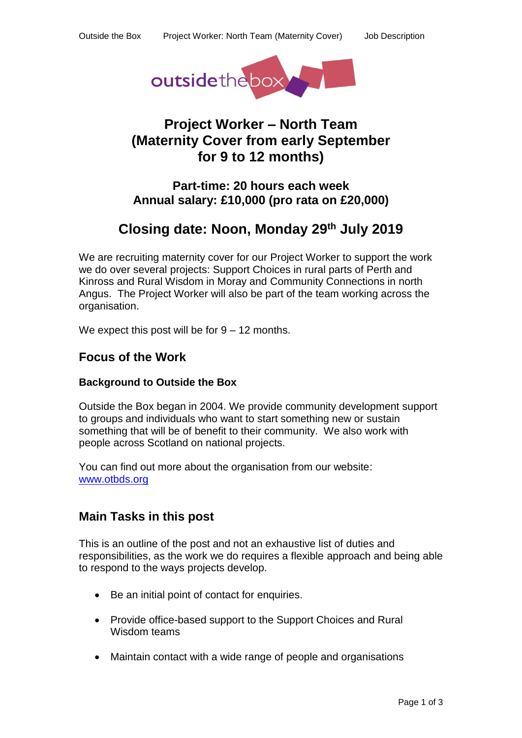# Project Worker – North Team (Maternity Cover from early September for 9 to 12 months)

## Part-time: 20 hours each week
## Annual salary: £10,000 (pro rata on £20,000)

# Closing date: Noon, Monday 29th July 2019

We are recruiting maternity cover for our Project Worker to support the work we do over several projects: Support Choices in rural parts of Perth and Kinross and Rural Wisdom in Moray and Community Connections in north Angus. The Project Worker will also be part of the team working across the organisation.

We expect this post will be for 9 – 12 months.

## Focus of the Work

### Background to Outside the Box

Outside the Box began in 2004. We provide community development support to groups and individuals who want to start something new or sustain something that will be of benefit to their community. We also work with people across Scotland on national projects.

You can find out more about the organisation from our website: www.otbds.org

## Main Tasks in this post

This is an outline of the post and not an exhaustive list of duties and responsibilities, as the work we do requires a flexible approach and being able to respond to the ways projects develop.

- Be an initial point of contact for enquiries.
- Provide office-based support to the Support Choices and Rural Wisdom teams
- Maintain contact with a wide range of people and organisations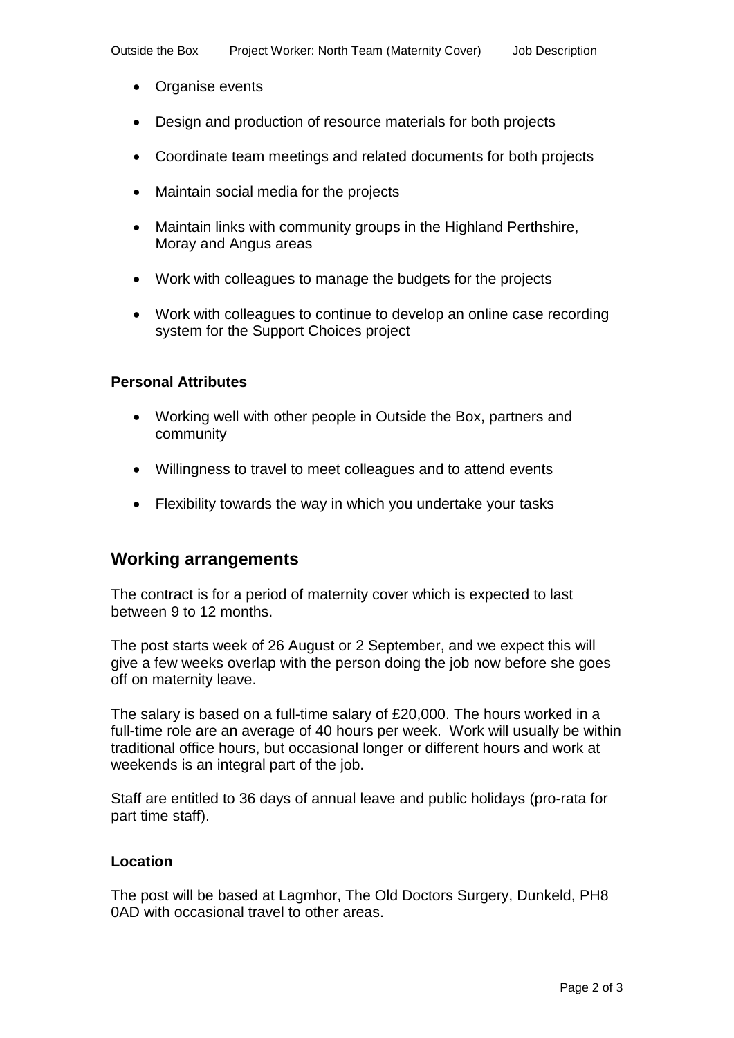- Organise events
- Design and production of resource materials for both projects
- Coordinate team meetings and related documents for both projects
- Maintain social media for the projects
- Maintain links with community groups in the Highland Perthshire, Moray and Angus areas
- Work with colleagues to manage the budgets for the projects
- Work with colleagues to continue to develop an online case recording system for the Support Choices project

**Personal Attributes**

- Working well with other people in Outside the Box, partners and community
- Willingness to travel to meet colleagues and to attend events
- Flexibility towards the way in which you undertake your tasks

## Working arrangements

The contract is for a period of maternity cover which is expected to last between 9 to 12 months.

The post starts week of 26 August or 2 September, and we expect this will give a few weeks overlap with the person doing the job now before she goes off on maternity leave.

The salary is based on a full-time salary of £20,000. The hours worked in a full-time role are an average of 40 hours per week. Work will usually be within traditional office hours, but occasional longer or different hours and work at weekends is an integral part of the job.

Staff are entitled to 36 days of annual leave and public holidays (pro-rata for part time staff).

**Location**

The post will be based at Lagmhor, The Old Doctors Surgery, Dunkeld, PH8 0AD with occasional travel to other areas.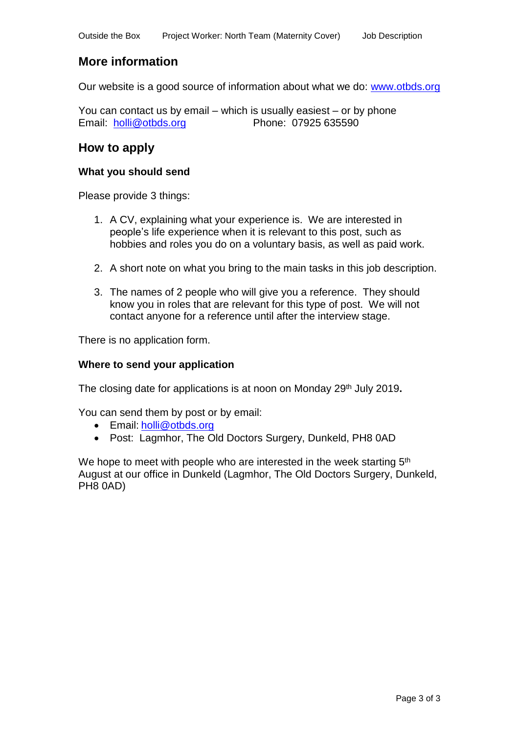## More information

Our website is a good source of information about what we do: www.otbds.org

You can contact us by email – which is usually easiest – or by phone
Email: holli@otbds.org Phone: 07925 635590

## How to apply

### What you should send

Please provide 3 things:

1. A CV, explaining what your experience is. We are interested in people's life experience when it is relevant to this post, such as hobbies and roles you do on a voluntary basis, as well as paid work.

2. A short note on what you bring to the main tasks in this job description.

3. The names of 2 people who will give you a reference. They should know you in roles that are relevant for this type of post. We will not contact anyone for a reference until after the interview stage.

There is no application form.

### Where to send your application

The closing date for applications is at noon on Monday 29th July 2019**.**

You can send them by post or by email:

- Email: holli@otbds.org
- Post: Lagmhor, The Old Doctors Surgery, Dunkeld, PH8 0AD

We hope to meet with people who are interested in the week starting 5th August at our office in Dunkeld (Lagmhor, The Old Doctors Surgery, Dunkeld, PH8 0AD)